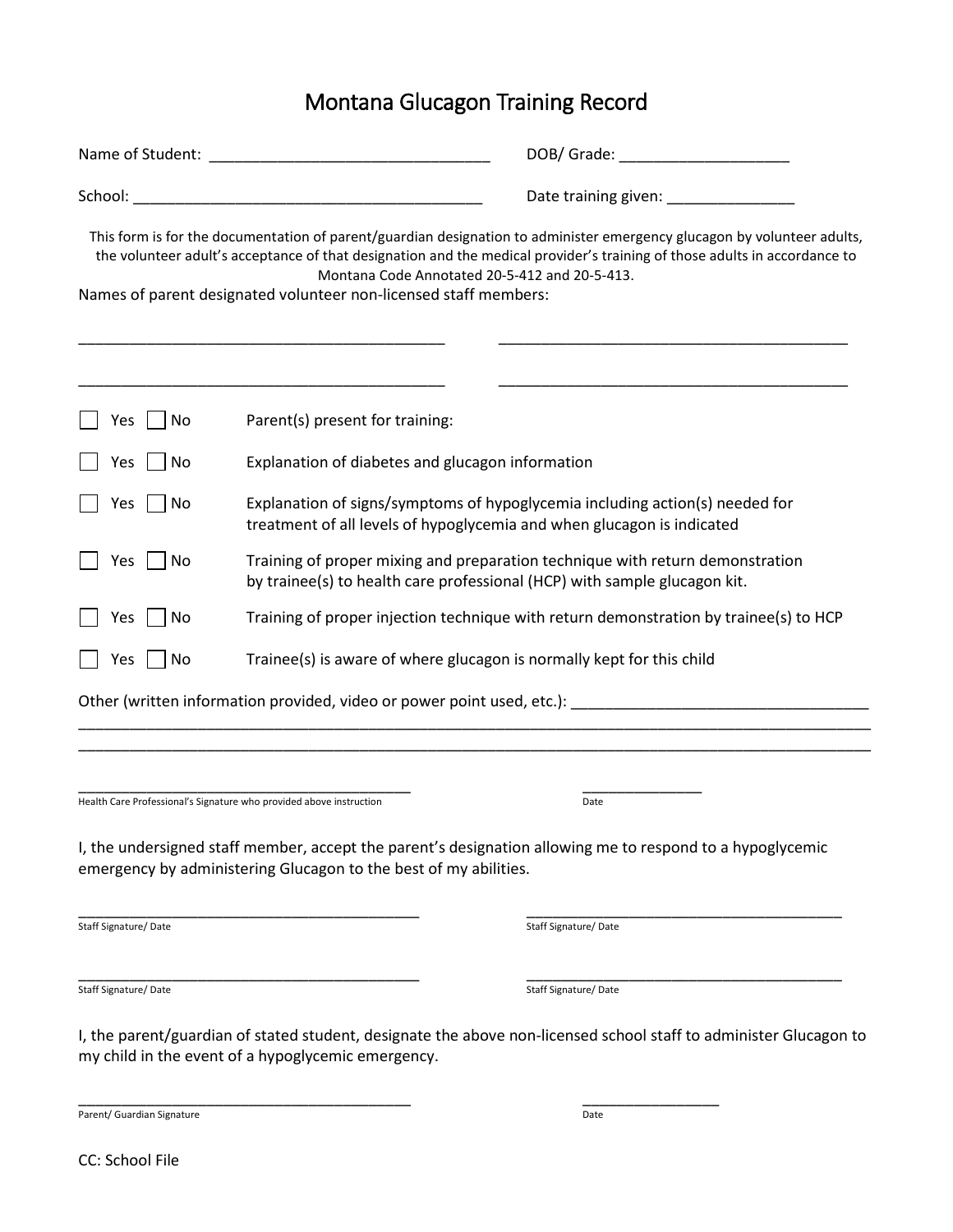# Montana Glucagon Training Record

Name of Student: ________________________________ DOB/ Grade: ____________________

School: _________________________________________ Date training given: _______________

This form is for the documentation of parent/guardian designation to administer emergency glucagon by volunteer adults, the volunteer adult's acceptance of that designation and the medical provider's training of those adults in accordance to Montana Code Annotated 20-5-412 and 20-5-413.

Names of parent designated volunteer non-licensed staff members:

___________________________________________ ___________________________________________

___________________________________________ ___________________________________________

☐ Yes ☐ No Parent(s) present for training:

☐ Yes ☐ No Explanation of diabetes and glucagon information

☐ Yes ☐ No Explanation of signs/symptoms of hypoglycemia including action(s) needed for treatment of all levels of hypoglycemia and when glucagon is indicated

☐ Yes ☐ No Training of proper mixing and preparation technique with return demonstration by trainee(s) to health care professional (HCP) with sample glucagon kit.

☐ Yes ☐ No Training of proper injection technique with return demonstration by trainee(s) to HCP

☐ Yes ☐ No Trainee(s) is aware of where glucagon is normally kept for this child

Other (written information provided, video or power point used, etc.): __________________________________
_____________________________________________________________________________________________
_____________________________________________________________________________________________

___________________________________________ _______________
Health Care Professional's Signature who provided above instruction Date

I, the undersigned staff member, accept the parent's designation allowing me to respond to a hypoglycemic emergency by administering Glucagon to the best of my abilities.

___________________________________________ ___________________________________________
Staff Signature/ Date Staff Signature/ Date

___________________________________________ ___________________________________________
Staff Signature/ Date Staff Signature/ Date

I, the parent/guardian of stated student, designate the above non-licensed school staff to administer Glucagon to my child in the event of a hypoglycemic emergency.

___________________________________________ _________________
Parent/ Guardian Signature Date

CC: School File